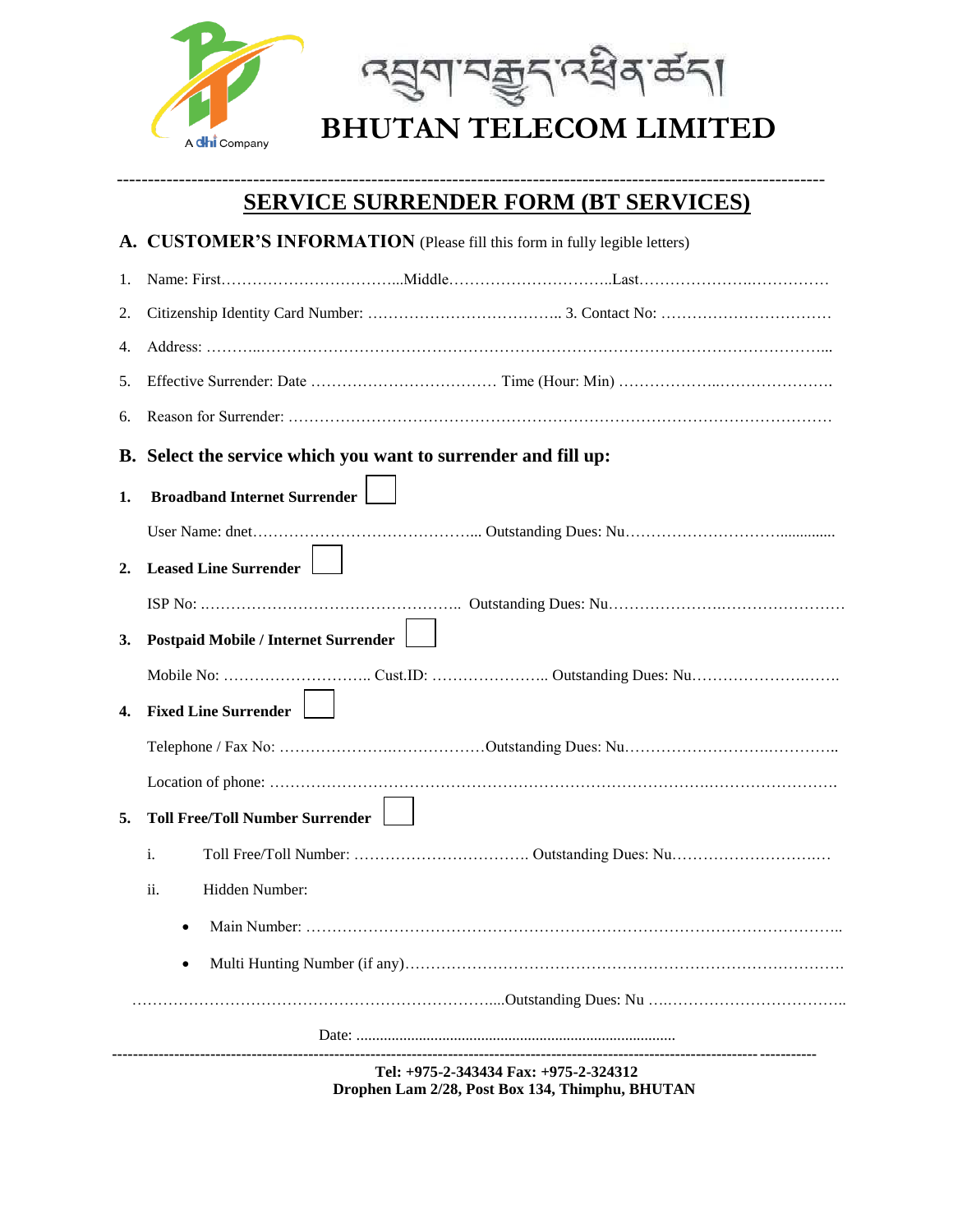འབྲུག་བརྒྱུད་འཕྲིན་ཚད།

# BHUTAN TELECOM LIMITED

A dhi Company

## SERVICE SURRENDER FORM (BT SERVICES)

### A. CUSTOMER'S INFORMATION (Please fill this form in fully legible letters)

1. Name: First……………………………...Middle…………………………..Last……………………………………
2. Citizenship Identity Card Number: ……………………………….. 3. Contact No: ……………………………
4. Address: ………...……………………………………………………………………………………………...
5. Effective Surrender: Date ……………………………… Time (Hour: Min) ………………..………………….
6. Reason for Surrender: …………………………………………………………………………………………

### B. Select the service which you want to surrender and fill up:

**1. Broadband Internet Surrender** ☐

User Name: dnet…………………………………... Outstanding Dues: Nu…………………………..............

**2. Leased Line Surrender** ☐

ISP No: ………………………………………….. Outstanding Dues: Nu…………………………………………

**3. Postpaid Mobile / Internet Surrender** ☐

Mobile No: ……………………….. Cust.ID: ………………….. Outstanding Dues: Nu……………………….…….

**4. Fixed Line Surrender** ☐

Telephone / Fax No: …………………..……………Outstanding Dues: Nu…………………….…………..

Location of phone: ……………………………………………………………………….…………………….

**5. Toll Free/Toll Number Surrender** ☐

i. Toll Free/Toll Number: ……………………………. Outstanding Dues: Nu………………………….…

ii. Hidden Number:

- Main Number: ………………………………………………………………………………………..
- Multi Hunting Number (if any)……………………………………………………………………….

………………………………………………………….....Outstanding Dues: Nu …..……………………………..

Date: ..................................................................................

Tel: +975-2-343434 Fax: +975-2-324312
Drophen Lam 2/28, Post Box 134, Thimphu, BHUTAN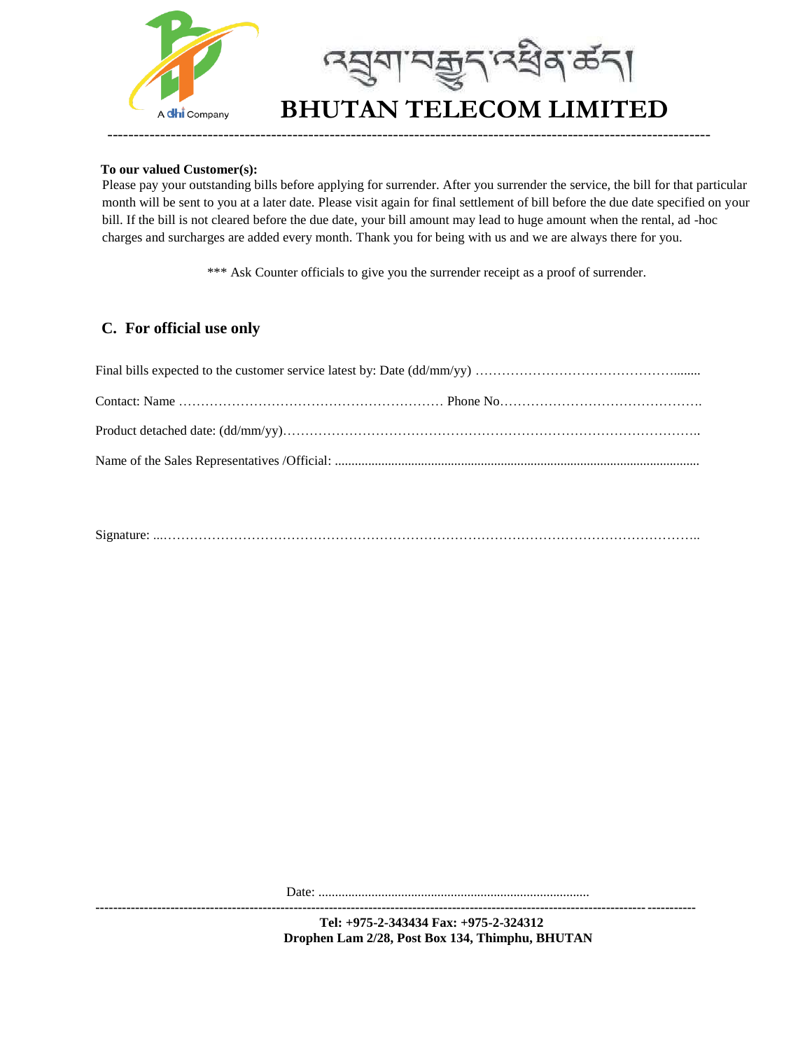འབྲུག་བརྒྱུད་འཕྲིན་ཚད།

# BHUTAN TELECOM LIMITED

**To our valued Customer(s):**

Please pay your outstanding bills before applying for surrender. After you surrender the service, the bill for that particular month will be sent to you at a later date. Please visit again for final settlement of bill before the due date specified on your bill. If the bill is not cleared before the due date, your bill amount may lead to huge amount when the rental, ad -hoc charges and surcharges are added every month. Thank you for being with us and we are always there for you.

*** Ask Counter officials to give you the surrender receipt as a proof of surrender.

## C. For official use only

Final bills expected to the customer service latest by: Date (dd/mm/yy) ……………………………………………........

Contact: Name …………………………………………………… Phone No……………………………………….

Product detached date: (dd/mm/yy)…………………………………………………………………………………..

Name of the Sales Representatives /Official: ............................................................................................................

Signature: ...…………………………………………………………………………………………………………..

Date: ..................................................................................

**Tel: +975-2-343434 Fax: +975-2-324312**
**Drophen Lam 2/28, Post Box 134, Thimphu, BHUTAN**